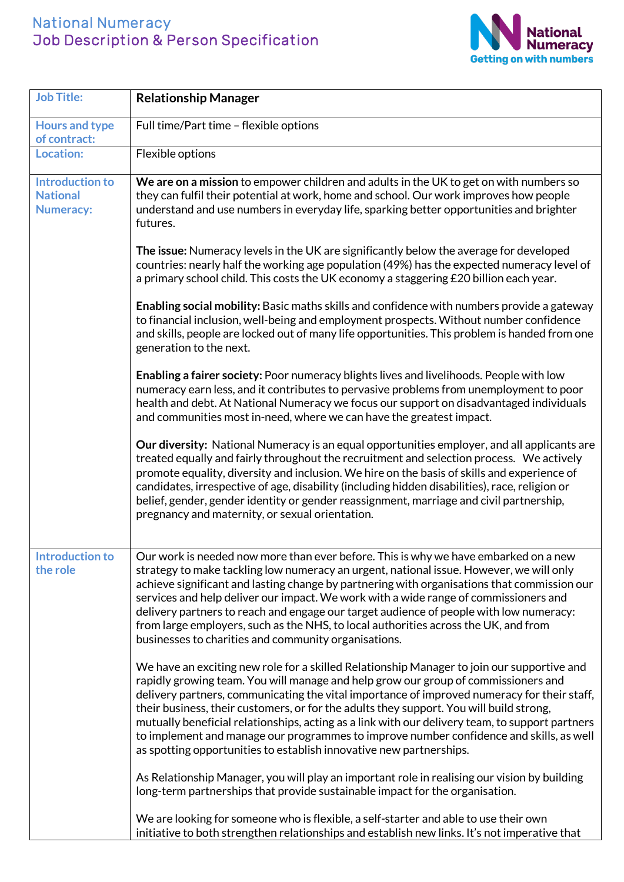# National Numeracy
## Job Description & Person Specification

National Numeracy
Getting on with numbers

| | |
|---|---|
| **Job Title:** | **Relationship Manager** |
| **Hours and type of contract:** | Full time/Part time – flexible options |
| **Location:** | Flexible options |
| **Introduction to National Numeracy:** | **We are on a mission** to empower children and adults in the UK to get on with numbers so they can fulfil their potential at work, home and school. Our work improves how people understand and use numbers in everyday life, sparking better opportunities and brighter futures.<br><br>**The issue:** Numeracy levels in the UK are significantly below the average for developed countries: nearly half the working age population (49%) has the expected numeracy level of a primary school child. This costs the UK economy a staggering £20 billion each year.<br><br>**Enabling social mobility:** Basic maths skills and confidence with numbers provide a gateway to financial inclusion, well-being and employment prospects. Without number confidence and skills, people are locked out of many life opportunities. This problem is handed from one generation to the next.<br><br>**Enabling a fairer society:** Poor numeracy blights lives and livelihoods. People with low numeracy earn less, and it contributes to pervasive problems from unemployment to poor health and debt. At National Numeracy we focus our support on disadvantaged individuals and communities most in-need, where we can have the greatest impact.<br><br>**Our diversity:** National Numeracy is an equal opportunities employer, and all applicants are treated equally and fairly throughout the recruitment and selection process. We actively promote equality, diversity and inclusion. We hire on the basis of skills and experience of candidates, irrespective of age, disability (including hidden disabilities), race, religion or belief, gender, gender identity or gender reassignment, marriage and civil partnership, pregnancy and maternity, or sexual orientation. |
| **Introduction to the role** | Our work is needed now more than ever before. This is why we have embarked on a new strategy to make tackling low numeracy an urgent, national issue. However, we will only achieve significant and lasting change by partnering with organisations that commission our services and help deliver our impact. We work with a wide range of commissioners and delivery partners to reach and engage our target audience of people with low numeracy: from large employers, such as the NHS, to local authorities across the UK, and from businesses to charities and community organisations.<br><br>We have an exciting new role for a skilled Relationship Manager to join our supportive and rapidly growing team. You will manage and help grow our group of commissioners and delivery partners, communicating the vital importance of improved numeracy for their staff, their business, their customers, or for the adults they support. You will build strong, mutually beneficial relationships, acting as a link with our delivery team, to support partners to implement and manage our programmes to improve number confidence and skills, as well as spotting opportunities to establish innovative new partnerships.<br><br>As Relationship Manager, you will play an important role in realising our vision by building long-term partnerships that provide sustainable impact for the organisation.<br><br>We are looking for someone who is flexible, a self-starter and able to use their own initiative to both strengthen relationships and establish new links. It's not imperative that |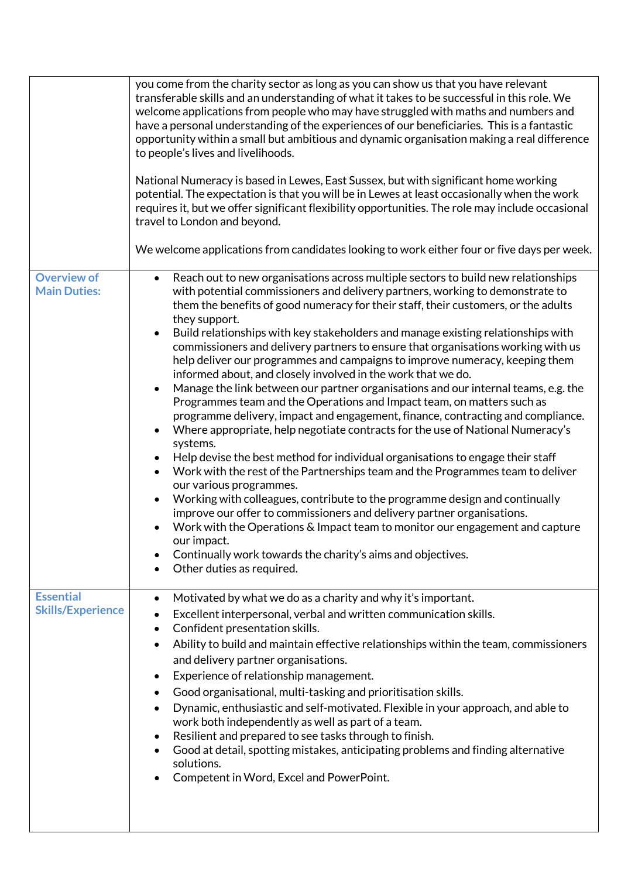| | |
|---|---|
| | you come from the charity sector as long as you can show us that you have relevant transferable skills and an understanding of what it takes to be successful in this role. We welcome applications from people who may have struggled with maths and numbers and have a personal understanding of the experiences of our beneficiaries. This is a fantastic opportunity within a small but ambitious and dynamic organisation making a real difference to people's lives and livelihoods.<br><br>National Numeracy is based in Lewes, East Sussex, but with significant home working potential. The expectation is that you will be in Lewes at least occasionally when the work requires it, but we offer significant flexibility opportunities. The role may include occasional travel to London and beyond.<br><br>We welcome applications from candidates looking to work either four or five days per week. |
| **Overview of Main Duties:** | • Reach out to new organisations across multiple sectors to build new relationships with potential commissioners and delivery partners, working to demonstrate to them the benefits of good numeracy for their staff, their customers, or the adults they support.<br>• Build relationships with key stakeholders and manage existing relationships with commissioners and delivery partners to ensure that organisations working with us help deliver our programmes and campaigns to improve numeracy, keeping them informed about, and closely involved in the work that we do.<br>• Manage the link between our partner organisations and our internal teams, e.g. the Programmes team and the Operations and Impact team, on matters such as programme delivery, impact and engagement, finance, contracting and compliance.<br>• Where appropriate, help negotiate contracts for the use of National Numeracy's systems.<br>• Help devise the best method for individual organisations to engage their staff<br>• Work with the rest of the Partnerships team and the Programmes team to deliver our various programmes.<br>• Working with colleagues, contribute to the programme design and continually improve our offer to commissioners and delivery partner organisations.<br>• Work with the Operations & Impact team to monitor our engagement and capture our impact.<br>• Continually work towards the charity's aims and objectives.<br>• Other duties as required. |
| **Essential Skills/Experience** | • Motivated by what we do as a charity and why it's important.<br>• Excellent interpersonal, verbal and written communication skills.<br>• Confident presentation skills.<br>• Ability to build and maintain effective relationships within the team, commissioners and delivery partner organisations.<br>• Experience of relationship management.<br>• Good organisational, multi-tasking and prioritisation skills.<br>• Dynamic, enthusiastic and self-motivated. Flexible in your approach, and able to work both independently as well as part of a team.<br>• Resilient and prepared to see tasks through to finish.<br>• Good at detail, spotting mistakes, anticipating problems and finding alternative solutions.<br>• Competent in Word, Excel and PowerPoint. |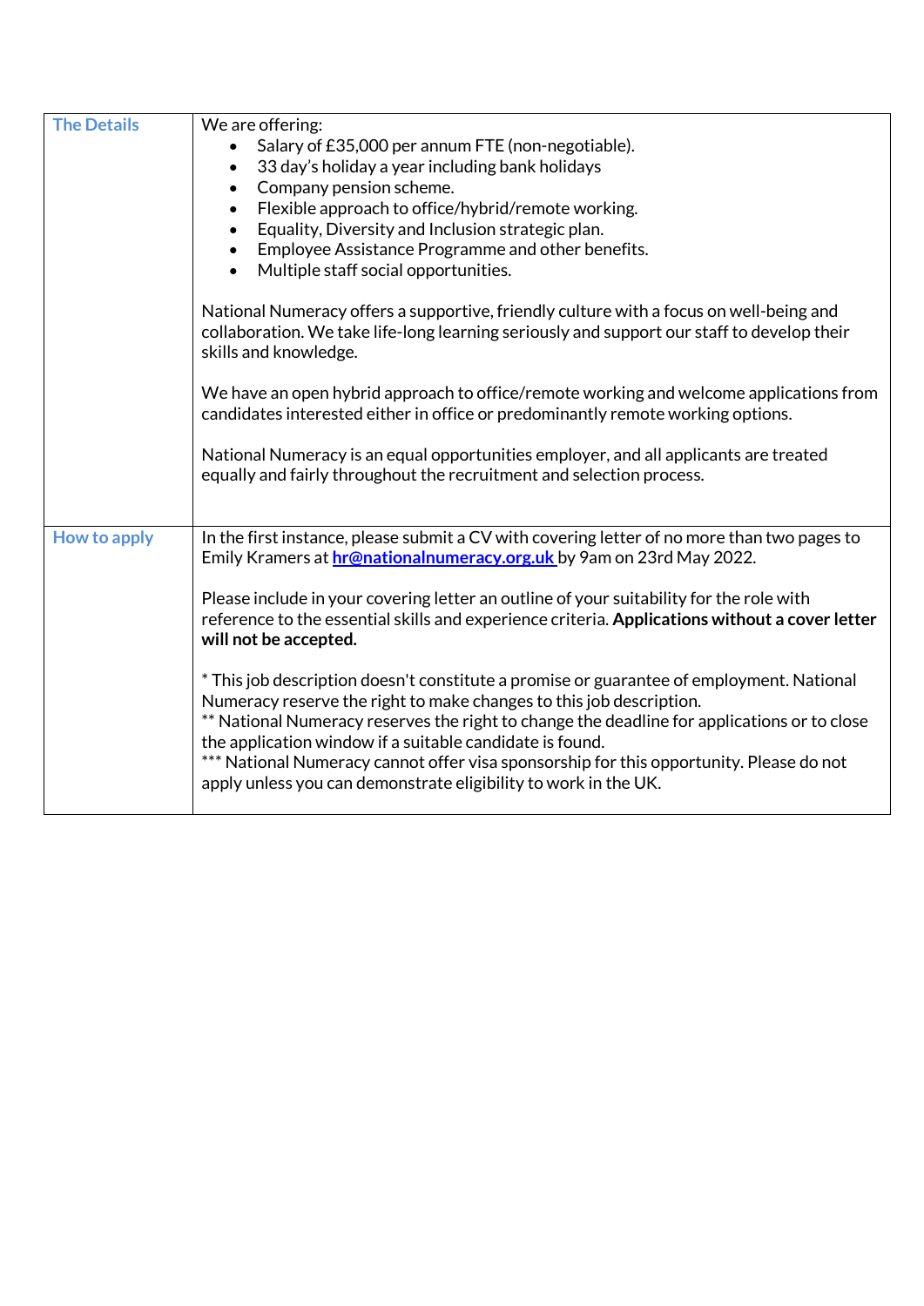| | |
|---|---|
| **The Details** | We are offering:<br>• Salary of £35,000 per annum FTE (non-negotiable).<br>• 33 day's holiday a year including bank holidays<br>• Company pension scheme.<br>• Flexible approach to office/hybrid/remote working.<br>• Equality, Diversity and Inclusion strategic plan.<br>• Employee Assistance Programme and other benefits.<br>• Multiple staff social opportunities.<br><br>National Numeracy offers a supportive, friendly culture with a focus on well-being and collaboration. We take life-long learning seriously and support our staff to develop their skills and knowledge.<br><br>We have an open hybrid approach to office/remote working and welcome applications from candidates interested either in office or predominantly remote working options.<br><br>National Numeracy is an equal opportunities employer, and all applicants are treated equally and fairly throughout the recruitment and selection process. |
| **How to apply** | In the first instance, please submit a CV with covering letter of no more than two pages to Emily Kramers at [hr@nationalnumeracy.org.uk](mailto:hr@nationalnumeracy.org.uk) by 9am on 23rd May 2022.<br><br>Please include in your covering letter an outline of your suitability for the role with reference to the essential skills and experience criteria. **Applications without a cover letter will not be accepted.**<br><br>* This job description doesn't constitute a promise or guarantee of employment. National Numeracy reserve the right to make changes to this job description.<br>** National Numeracy reserves the right to change the deadline for applications or to close the application window if a suitable candidate is found.<br>*** National Numeracy cannot offer visa sponsorship for this opportunity. Please do not apply unless you can demonstrate eligibility to work in the UK. |